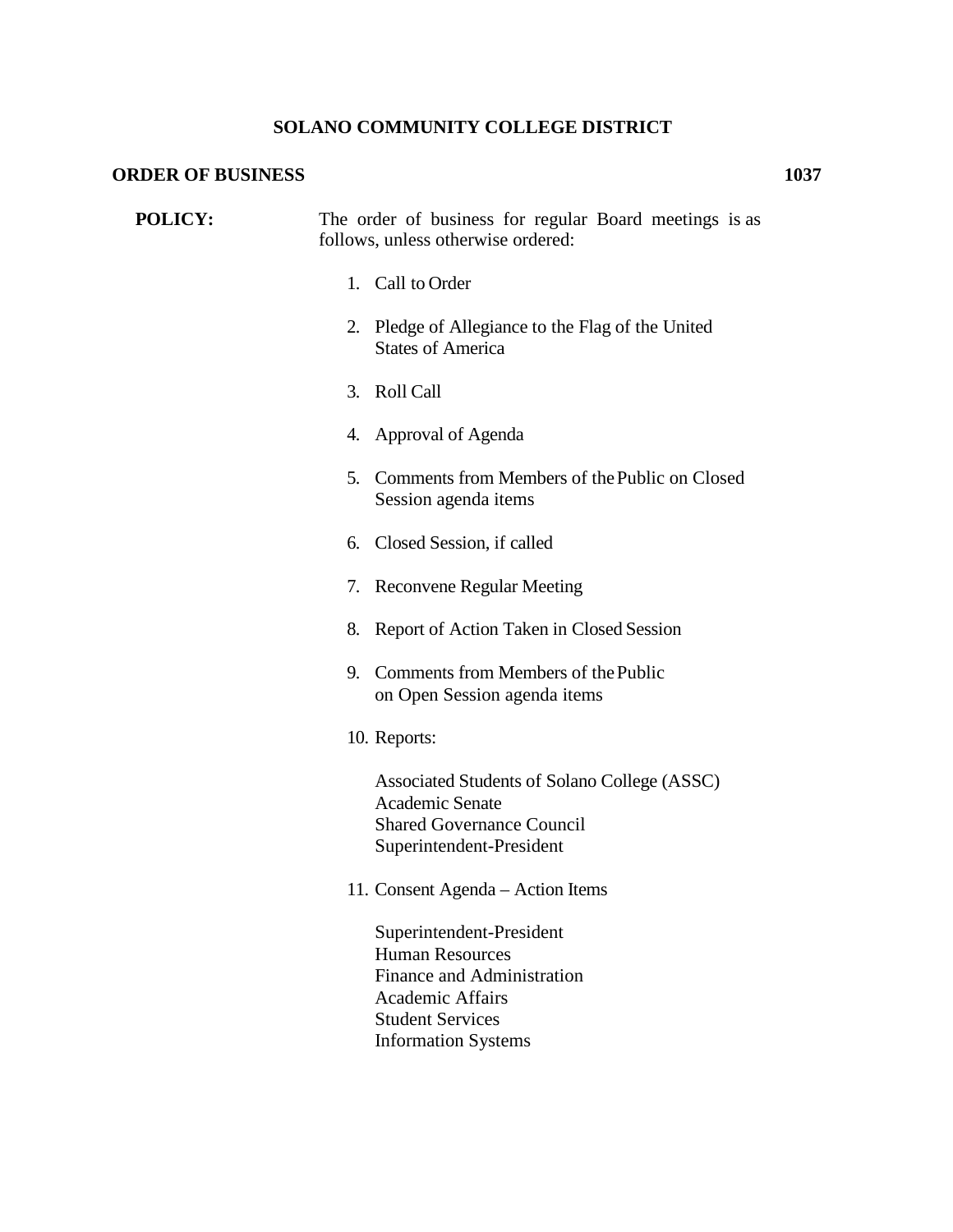# SOLANO COMMUNITY COLLEGE DISTRICT

## ORDER OF BUSINESS 1037

**POLICY:** The order of business for regular Board meetings is as follows, unless otherwise ordered:

1. Call to Order

2. Pledge of Allegiance to the Flag of the United States of America

3. Roll Call

4. Approval of Agenda

5. Comments from Members of the Public on Closed Session agenda items

6. Closed Session, if called

7. Reconvene Regular Meeting

8. Report of Action Taken in Closed Session

9. Comments from Members of the Public on Open Session agenda items

10. Reports:

    Associated Students of Solano College (ASSC)
    Academic Senate
    Shared Governance Council
    Superintendent-President

11. Consent Agenda – Action Items

    Superintendent-President
    Human Resources
    Finance and Administration
    Academic Affairs
    Student Services
    Information Systems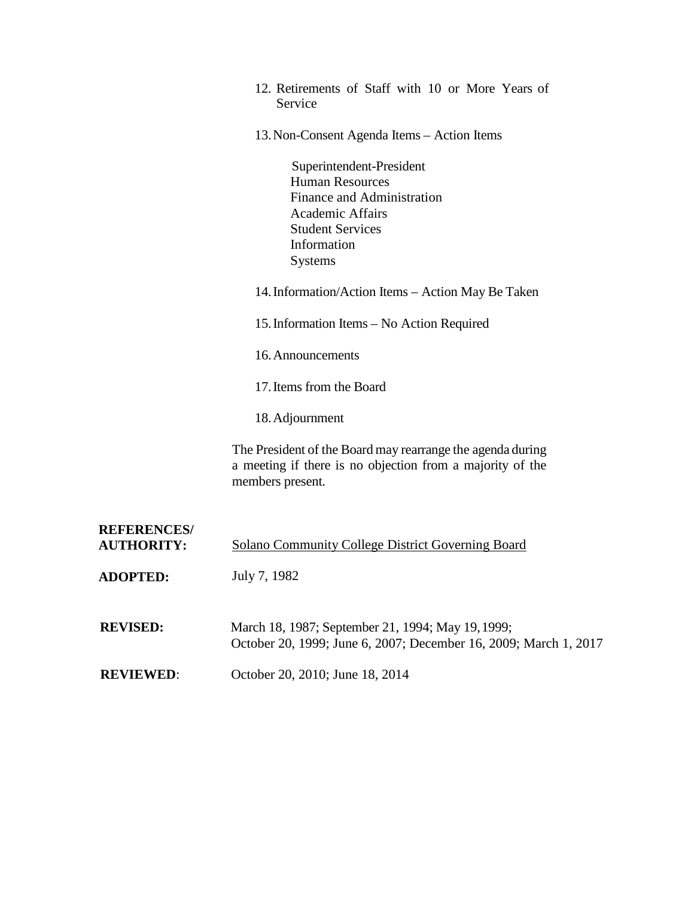12. Retirements of Staff with 10 or More Years of Service

13. Non-Consent Agenda Items – Action Items

    Superintendent-President
    Human Resources
    Finance and Administration
    Academic Affairs
    Student Services
    Information
    Systems

14. Information/Action Items – Action May Be Taken

15. Information Items – No Action Required

16. Announcements

17. Items from the Board

18. Adjournment

The President of the Board may rearrange the agenda during a meeting if there is no objection from a majority of the members present.

**REFERENCES/ AUTHORITY:** Solano Community College District Governing Board

**ADOPTED:** July 7, 1982

**REVISED:** March 18, 1987; September 21, 1994; May 19, 1999; October 20, 1999; June 6, 2007; December 16, 2009; March 1, 2017

**REVIEWED**: October 20, 2010; June 18, 2014